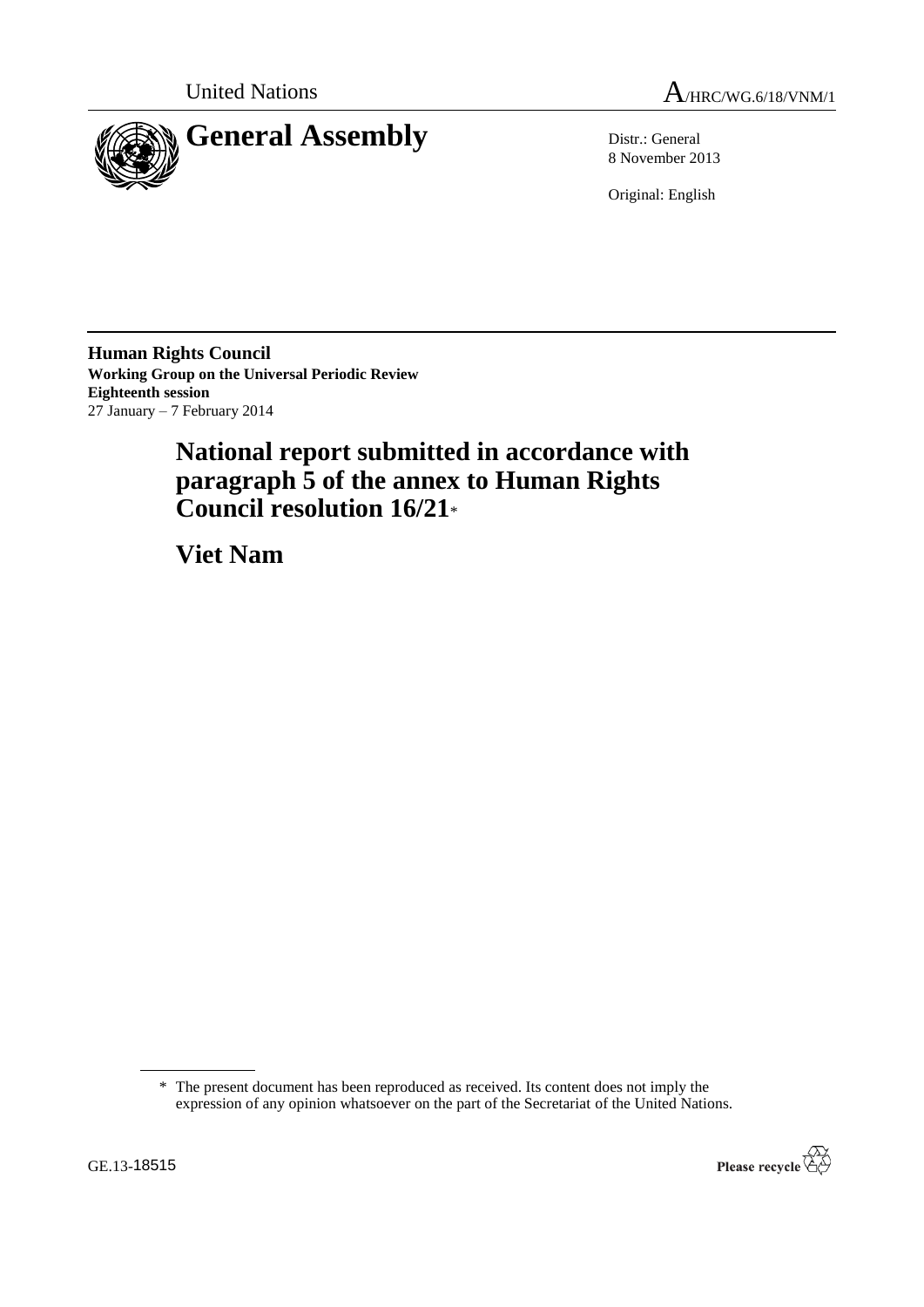United Nations

A/HRC/WG.6/18/VNM/1

# General Assembly

Distr.: General
8 November 2013

Original: English

**Human Rights Council**
**Working Group on the Universal Periodic Review**
**Eighteenth session**
27 January – 7 February 2014

## National report submitted in accordance with paragraph 5 of the annex to Human Rights Council resolution 16/21*

## Viet Nam

\* The present document has been reproduced as received. Its content does not imply the expression of any opinion whatsoever on the part of the Secretariat of the United Nations.

GE.13-18515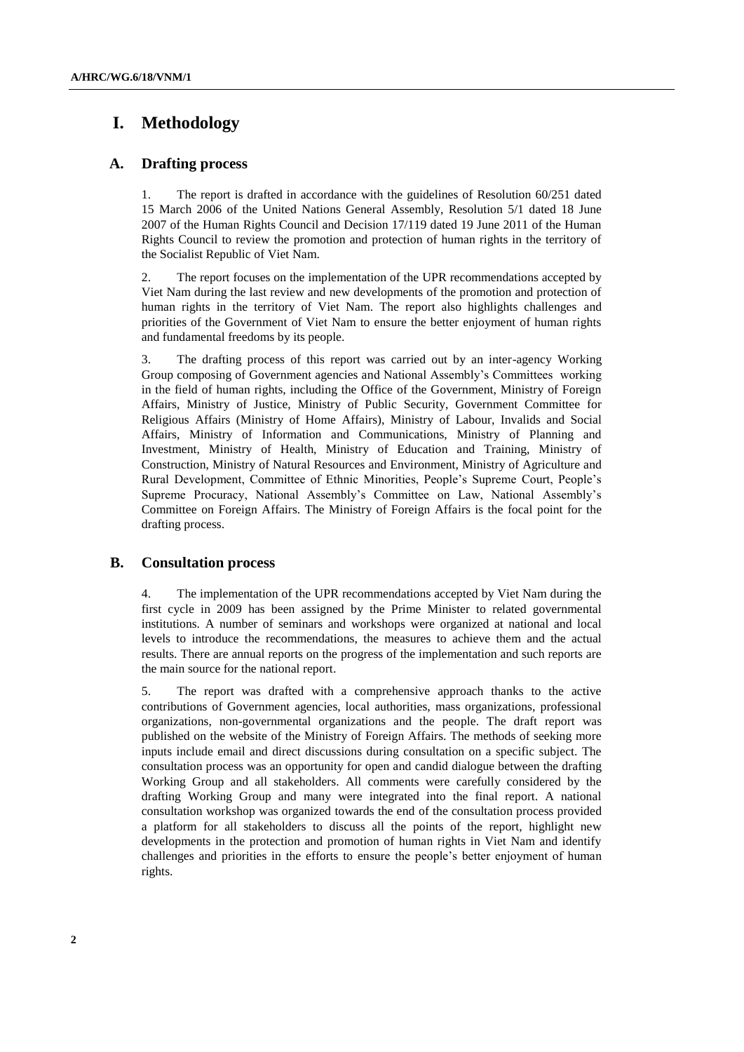# I. Methodology

## A. Drafting process

1. The report is drafted in accordance with the guidelines of Resolution 60/251 dated 15 March 2006 of the United Nations General Assembly, Resolution 5/1 dated 18 June 2007 of the Human Rights Council and Decision 17/119 dated 19 June 2011 of the Human Rights Council to review the promotion and protection of human rights in the territory of the Socialist Republic of Viet Nam.

2. The report focuses on the implementation of the UPR recommendations accepted by Viet Nam during the last review and new developments of the promotion and protection of human rights in the territory of Viet Nam. The report also highlights challenges and priorities of the Government of Viet Nam to ensure the better enjoyment of human rights and fundamental freedoms by its people.

3. The drafting process of this report was carried out by an inter-agency Working Group composing of Government agencies and National Assembly's Committees working in the field of human rights, including the Office of the Government, Ministry of Foreign Affairs, Ministry of Justice, Ministry of Public Security, Government Committee for Religious Affairs (Ministry of Home Affairs), Ministry of Labour, Invalids and Social Affairs, Ministry of Information and Communications, Ministry of Planning and Investment, Ministry of Health, Ministry of Education and Training, Ministry of Construction, Ministry of Natural Resources and Environment, Ministry of Agriculture and Rural Development, Committee of Ethnic Minorities, People's Supreme Court, People's Supreme Procuracy, National Assembly's Committee on Law, National Assembly's Committee on Foreign Affairs. The Ministry of Foreign Affairs is the focal point for the drafting process.

## B. Consultation process

4. The implementation of the UPR recommendations accepted by Viet Nam during the first cycle in 2009 has been assigned by the Prime Minister to related governmental institutions. A number of seminars and workshops were organized at national and local levels to introduce the recommendations, the measures to achieve them and the actual results. There are annual reports on the progress of the implementation and such reports are the main source for the national report.

5. The report was drafted with a comprehensive approach thanks to the active contributions of Government agencies, local authorities, mass organizations, professional organizations, non-governmental organizations and the people. The draft report was published on the website of the Ministry of Foreign Affairs. The methods of seeking more inputs include email and direct discussions during consultation on a specific subject. The consultation process was an opportunity for open and candid dialogue between the drafting Working Group and all stakeholders. All comments were carefully considered by the drafting Working Group and many were integrated into the final report. A national consultation workshop was organized towards the end of the consultation process provided a platform for all stakeholders to discuss all the points of the report, highlight new developments in the protection and promotion of human rights in Viet Nam and identify challenges and priorities in the efforts to ensure the people's better enjoyment of human rights.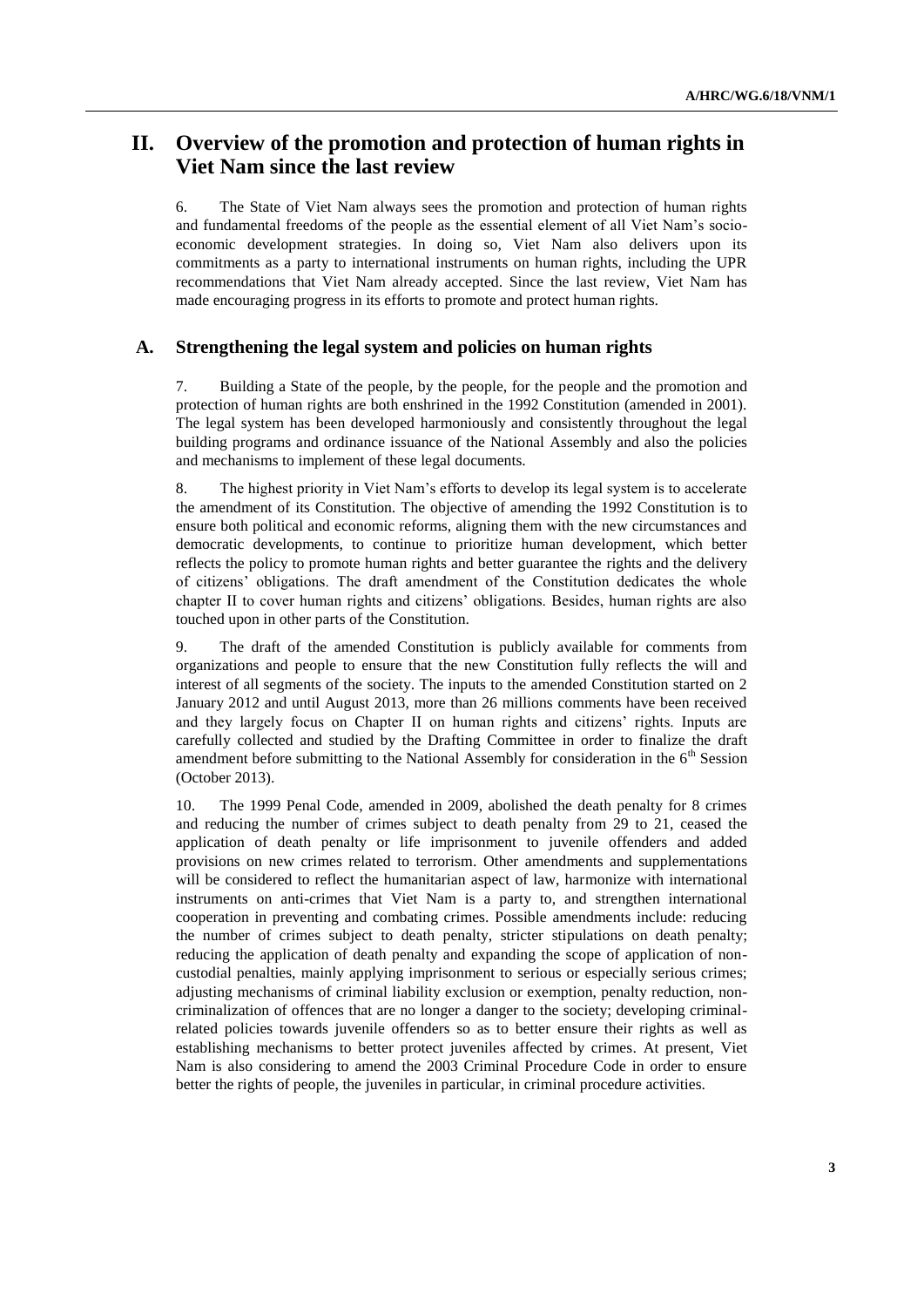# II. Overview of the promotion and protection of human rights in Viet Nam since the last review

6. The State of Viet Nam always sees the promotion and protection of human rights and fundamental freedoms of the people as the essential element of all Viet Nam's socio-economic development strategies. In doing so, Viet Nam also delivers upon its commitments as a party to international instruments on human rights, including the UPR recommendations that Viet Nam already accepted. Since the last review, Viet Nam has made encouraging progress in its efforts to promote and protect human rights.

## A. Strengthening the legal system and policies on human rights

7. Building a State of the people, by the people, for the people and the promotion and protection of human rights are both enshrined in the 1992 Constitution (amended in 2001). The legal system has been developed harmoniously and consistently throughout the legal building programs and ordinance issuance of the National Assembly and also the policies and mechanisms to implement of these legal documents.

8. The highest priority in Viet Nam's efforts to develop its legal system is to accelerate the amendment of its Constitution. The objective of amending the 1992 Constitution is to ensure both political and economic reforms, aligning them with the new circumstances and democratic developments, to continue to prioritize human development, which better reflects the policy to promote human rights and better guarantee the rights and the delivery of citizens' obligations. The draft amendment of the Constitution dedicates the whole chapter II to cover human rights and citizens' obligations. Besides, human rights are also touched upon in other parts of the Constitution.

9. The draft of the amended Constitution is publicly available for comments from organizations and people to ensure that the new Constitution fully reflects the will and interest of all segments of the society. The inputs to the amended Constitution started on 2 January 2012 and until August 2013, more than 26 millions comments have been received and they largely focus on Chapter II on human rights and citizens' rights. Inputs are carefully collected and studied by the Drafting Committee in order to finalize the draft amendment before submitting to the National Assembly for consideration in the 6th Session (October 2013).

10. The 1999 Penal Code, amended in 2009, abolished the death penalty for 8 crimes and reducing the number of crimes subject to death penalty from 29 to 21, ceased the application of death penalty or life imprisonment to juvenile offenders and added provisions on new crimes related to terrorism. Other amendments and supplementations will be considered to reflect the humanitarian aspect of law, harmonize with international instruments on anti-crimes that Viet Nam is a party to, and strengthen international cooperation in preventing and combating crimes. Possible amendments include: reducing the number of crimes subject to death penalty, stricter stipulations on death penalty; reducing the application of death penalty and expanding the scope of application of non-custodial penalties, mainly applying imprisonment to serious or especially serious crimes; adjusting mechanisms of criminal liability exclusion or exemption, penalty reduction, non-criminalization of offences that are no longer a danger to the society; developing criminal-related policies towards juvenile offenders so as to better ensure their rights as well as establishing mechanisms to better protect juveniles affected by crimes. At present, Viet Nam is also considering to amend the 2003 Criminal Procedure Code in order to ensure better the rights of people, the juveniles in particular, in criminal procedure activities.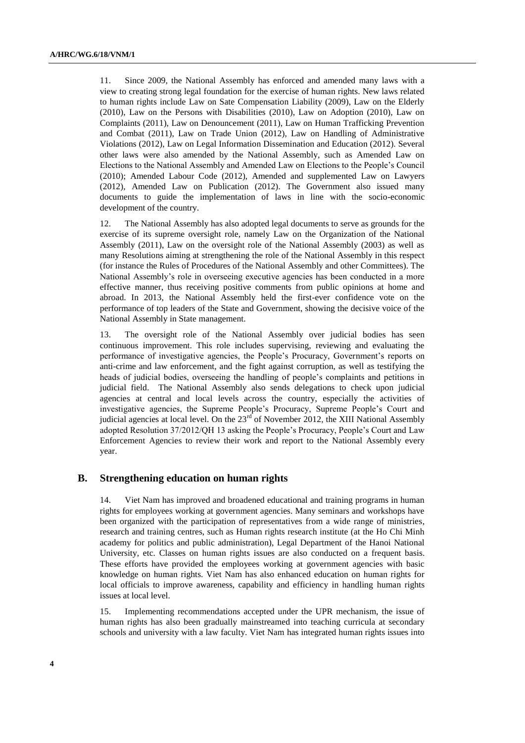11. Since 2009, the National Assembly has enforced and amended many laws with a view to creating strong legal foundation for the exercise of human rights. New laws related to human rights include Law on Sate Compensation Liability (2009), Law on the Elderly (2010), Law on the Persons with Disabilities (2010), Law on Adoption (2010), Law on Complaints (2011), Law on Denouncement (2011), Law on Human Trafficking Prevention and Combat (2011), Law on Trade Union (2012), Law on Handling of Administrative Violations (2012), Law on Legal Information Dissemination and Education (2012). Several other laws were also amended by the National Assembly, such as Amended Law on Elections to the National Assembly and Amended Law on Elections to the People's Council (2010); Amended Labour Code (2012), Amended and supplemented Law on Lawyers (2012), Amended Law on Publication (2012). The Government also issued many documents to guide the implementation of laws in line with the socio-economic development of the country.

12. The National Assembly has also adopted legal documents to serve as grounds for the exercise of its supreme oversight role, namely Law on the Organization of the National Assembly (2011), Law on the oversight role of the National Assembly (2003) as well as many Resolutions aiming at strengthening the role of the National Assembly in this respect (for instance the Rules of Procedures of the National Assembly and other Committees). The National Assembly's role in overseeing executive agencies has been conducted in a more effective manner, thus receiving positive comments from public opinions at home and abroad. In 2013, the National Assembly held the first-ever confidence vote on the performance of top leaders of the State and Government, showing the decisive voice of the National Assembly in State management.

13. The oversight role of the National Assembly over judicial bodies has seen continuous improvement. This role includes supervising, reviewing and evaluating the performance of investigative agencies, the People's Procuracy, Government's reports on anti-crime and law enforcement, and the fight against corruption, as well as testifying the heads of judicial bodies, overseeing the handling of people's complaints and petitions in judicial field. The National Assembly also sends delegations to check upon judicial agencies at central and local levels across the country, especially the activities of investigative agencies, the Supreme People's Procuracy, Supreme People's Court and judicial agencies at local level. On the 23rd of November 2012, the XIII National Assembly adopted Resolution 37/2012/QH 13 asking the People's Procuracy, People's Court and Law Enforcement Agencies to review their work and report to the National Assembly every year.

## B. Strengthening education on human rights

14. Viet Nam has improved and broadened educational and training programs in human rights for employees working at government agencies. Many seminars and workshops have been organized with the participation of representatives from a wide range of ministries, research and training centres, such as Human rights research institute (at the Ho Chi Minh academy for politics and public administration), Legal Department of the Hanoi National University, etc. Classes on human rights issues are also conducted on a frequent basis. These efforts have provided the employees working at government agencies with basic knowledge on human rights. Viet Nam has also enhanced education on human rights for local officials to improve awareness, capability and efficiency in handling human rights issues at local level.

15. Implementing recommendations accepted under the UPR mechanism, the issue of human rights has also been gradually mainstreamed into teaching curricula at secondary schools and university with a law faculty. Viet Nam has integrated human rights issues into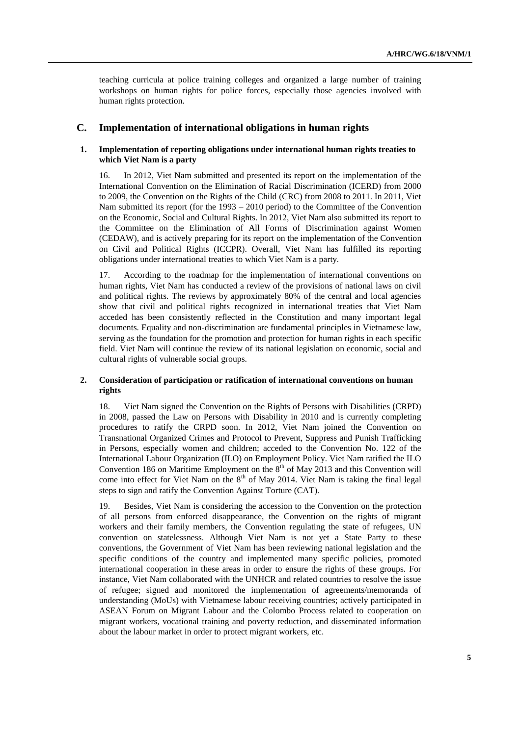teaching curricula at police training colleges and organized a large number of training workshops on human rights for police forces, especially those agencies involved with human rights protection.

## C. Implementation of international obligations in human rights

### 1. Implementation of reporting obligations under international human rights treaties to which Viet Nam is a party

16. In 2012, Viet Nam submitted and presented its report on the implementation of the International Convention on the Elimination of Racial Discrimination (ICERD) from 2000 to 2009, the Convention on the Rights of the Child (CRC) from 2008 to 2011. In 2011, Viet Nam submitted its report (for the 1993 – 2010 period) to the Committee of the Convention on the Economic, Social and Cultural Rights. In 2012, Viet Nam also submitted its report to the Committee on the Elimination of All Forms of Discrimination against Women (CEDAW), and is actively preparing for its report on the implementation of the Convention on Civil and Political Rights (ICCPR). Overall, Viet Nam has fulfilled its reporting obligations under international treaties to which Viet Nam is a party.

17. According to the roadmap for the implementation of international conventions on human rights, Viet Nam has conducted a review of the provisions of national laws on civil and political rights. The reviews by approximately 80% of the central and local agencies show that civil and political rights recognized in international treaties that Viet Nam acceded has been consistently reflected in the Constitution and many important legal documents. Equality and non-discrimination are fundamental principles in Vietnamese law, serving as the foundation for the promotion and protection for human rights in each specific field. Viet Nam will continue the review of its national legislation on economic, social and cultural rights of vulnerable social groups.

### 2. Consideration of participation or ratification of international conventions on human rights

18. Viet Nam signed the Convention on the Rights of Persons with Disabilities (CRPD) in 2008, passed the Law on Persons with Disability in 2010 and is currently completing procedures to ratify the CRPD soon. In 2012, Viet Nam joined the Convention on Transnational Organized Crimes and Protocol to Prevent, Suppress and Punish Trafficking in Persons, especially women and children; acceded to the Convention No. 122 of the International Labour Organization (ILO) on Employment Policy. Viet Nam ratified the ILO Convention 186 on Maritime Employment on the 8th of May 2013 and this Convention will come into effect for Viet Nam on the 8th of May 2014. Viet Nam is taking the final legal steps to sign and ratify the Convention Against Torture (CAT).

19. Besides, Viet Nam is considering the accession to the Convention on the protection of all persons from enforced disappearance, the Convention on the rights of migrant workers and their family members, the Convention regulating the state of refugees, UN convention on statelessness. Although Viet Nam is not yet a State Party to these conventions, the Government of Viet Nam has been reviewing national legislation and the specific conditions of the country and implemented many specific policies, promoted international cooperation in these areas in order to ensure the rights of these groups. For instance, Viet Nam collaborated with the UNHCR and related countries to resolve the issue of refugee; signed and monitored the implementation of agreements/memoranda of understanding (MoUs) with Vietnamese labour receiving countries; actively participated in ASEAN Forum on Migrant Labour and the Colombo Process related to cooperation on migrant workers, vocational training and poverty reduction, and disseminated information about the labour market in order to protect migrant workers, etc.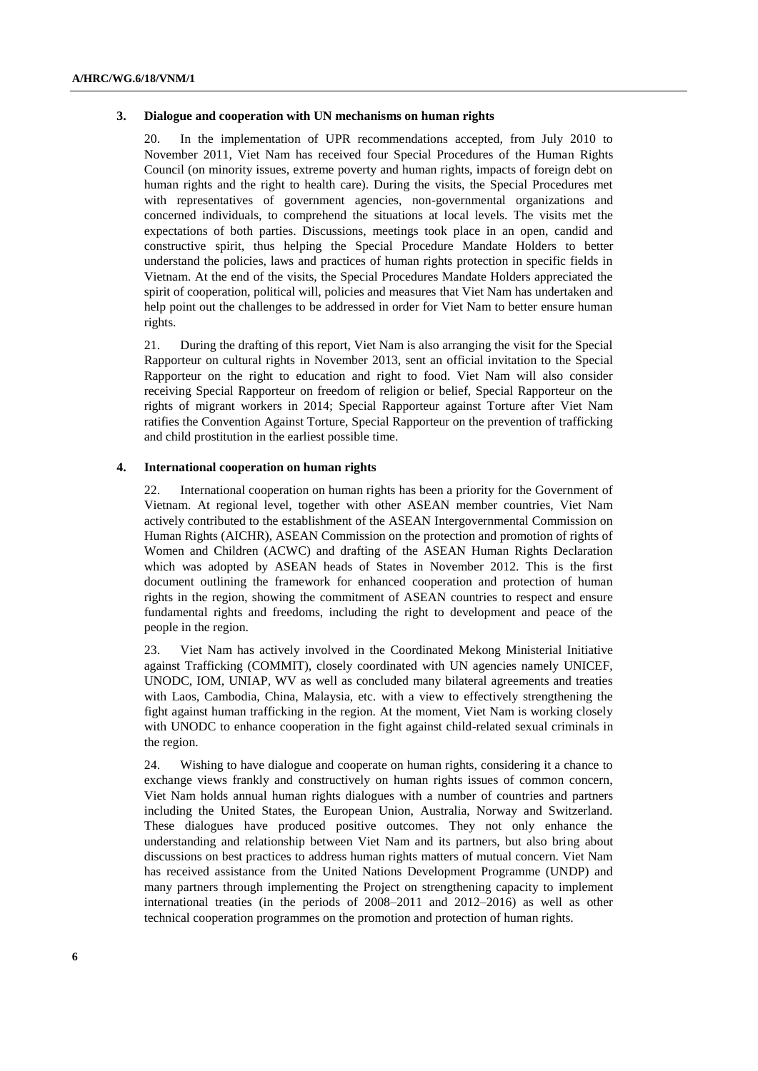### 3. Dialogue and cooperation with UN mechanisms on human rights

20. In the implementation of UPR recommendations accepted, from July 2010 to November 2011, Viet Nam has received four Special Procedures of the Human Rights Council (on minority issues, extreme poverty and human rights, impacts of foreign debt on human rights and the right to health care). During the visits, the Special Procedures met with representatives of government agencies, non-governmental organizations and concerned individuals, to comprehend the situations at local levels. The visits met the expectations of both parties. Discussions, meetings took place in an open, candid and constructive spirit, thus helping the Special Procedure Mandate Holders to better understand the policies, laws and practices of human rights protection in specific fields in Vietnam. At the end of the visits, the Special Procedures Mandate Holders appreciated the spirit of cooperation, political will, policies and measures that Viet Nam has undertaken and help point out the challenges to be addressed in order for Viet Nam to better ensure human rights.

21. During the drafting of this report, Viet Nam is also arranging the visit for the Special Rapporteur on cultural rights in November 2013, sent an official invitation to the Special Rapporteur on the right to education and right to food. Viet Nam will also consider receiving Special Rapporteur on freedom of religion or belief, Special Rapporteur on the rights of migrant workers in 2014; Special Rapporteur against Torture after Viet Nam ratifies the Convention Against Torture, Special Rapporteur on the prevention of trafficking and child prostitution in the earliest possible time.

### 4. International cooperation on human rights

22. International cooperation on human rights has been a priority for the Government of Vietnam. At regional level, together with other ASEAN member countries, Viet Nam actively contributed to the establishment of the ASEAN Intergovernmental Commission on Human Rights (AICHR), ASEAN Commission on the protection and promotion of rights of Women and Children (ACWC) and drafting of the ASEAN Human Rights Declaration which was adopted by ASEAN heads of States in November 2012. This is the first document outlining the framework for enhanced cooperation and protection of human rights in the region, showing the commitment of ASEAN countries to respect and ensure fundamental rights and freedoms, including the right to development and peace of the people in the region.

23. Viet Nam has actively involved in the Coordinated Mekong Ministerial Initiative against Trafficking (COMMIT), closely coordinated with UN agencies namely UNICEF, UNODC, IOM, UNIAP, WV as well as concluded many bilateral agreements and treaties with Laos, Cambodia, China, Malaysia, etc. with a view to effectively strengthening the fight against human trafficking in the region. At the moment, Viet Nam is working closely with UNODC to enhance cooperation in the fight against child-related sexual criminals in the region.

24. Wishing to have dialogue and cooperate on human rights, considering it a chance to exchange views frankly and constructively on human rights issues of common concern, Viet Nam holds annual human rights dialogues with a number of countries and partners including the United States, the European Union, Australia, Norway and Switzerland. These dialogues have produced positive outcomes. They not only enhance the understanding and relationship between Viet Nam and its partners, but also bring about discussions on best practices to address human rights matters of mutual concern. Viet Nam has received assistance from the United Nations Development Programme (UNDP) and many partners through implementing the Project on strengthening capacity to implement international treaties (in the periods of 2008–2011 and 2012–2016) as well as other technical cooperation programmes on the promotion and protection of human rights.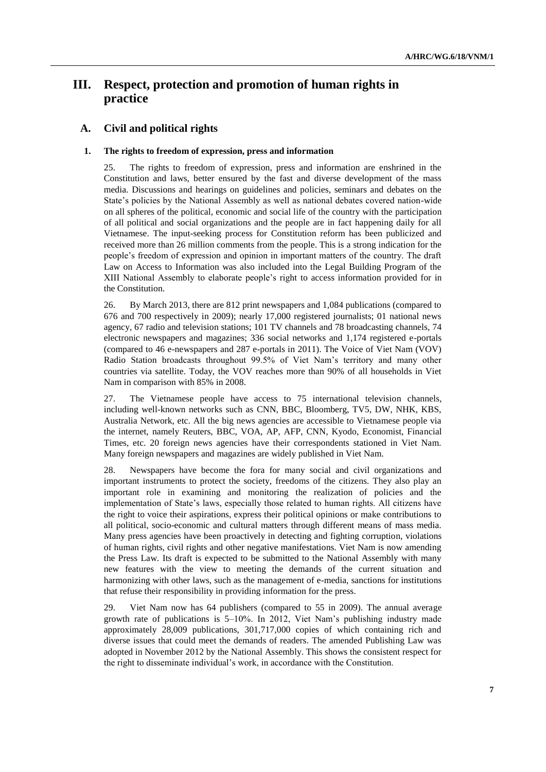# III. Respect, protection and promotion of human rights in practice

## A. Civil and political rights

### 1. The rights to freedom of expression, press and information

25. The rights to freedom of expression, press and information are enshrined in the Constitution and laws, better ensured by the fast and diverse development of the mass media. Discussions and hearings on guidelines and policies, seminars and debates on the State's policies by the National Assembly as well as national debates covered nation-wide on all spheres of the political, economic and social life of the country with the participation of all political and social organizations and the people are in fact happening daily for all Vietnamese. The input-seeking process for Constitution reform has been publicized and received more than 26 million comments from the people. This is a strong indication for the people's freedom of expression and opinion in important matters of the country. The draft Law on Access to Information was also included into the Legal Building Program of the XIII National Assembly to elaborate people's right to access information provided for in the Constitution.

26. By March 2013, there are 812 print newspapers and 1,084 publications (compared to 676 and 700 respectively in 2009); nearly 17,000 registered journalists; 01 national news agency, 67 radio and television stations; 101 TV channels and 78 broadcasting channels, 74 electronic newspapers and magazines; 336 social networks and 1,174 registered e-portals (compared to 46 e-newspapers and 287 e-portals in 2011). The Voice of Viet Nam (VOV) Radio Station broadcasts throughout 99.5% of Viet Nam's territory and many other countries via satellite. Today, the VOV reaches more than 90% of all households in Viet Nam in comparison with 85% in 2008.

27. The Vietnamese people have access to 75 international television channels, including well-known networks such as CNN, BBC, Bloomberg, TV5, DW, NHK, KBS, Australia Network, etc. All the big news agencies are accessible to Vietnamese people via the internet, namely Reuters, BBC, VOA, AP, AFP, CNN, Kyodo, Economist, Financial Times, etc. 20 foreign news agencies have their correspondents stationed in Viet Nam. Many foreign newspapers and magazines are widely published in Viet Nam.

28. Newspapers have become the fora for many social and civil organizations and important instruments to protect the society, freedoms of the citizens. They also play an important role in examining and monitoring the realization of policies and the implementation of State's laws, especially those related to human rights. All citizens have the right to voice their aspirations, express their political opinions or make contributions to all political, socio-economic and cultural matters through different means of mass media. Many press agencies have been proactively in detecting and fighting corruption, violations of human rights, civil rights and other negative manifestations. Viet Nam is now amending the Press Law. Its draft is expected to be submitted to the National Assembly with many new features with the view to meeting the demands of the current situation and harmonizing with other laws, such as the management of e-media, sanctions for institutions that refuse their responsibility in providing information for the press.

29. Viet Nam now has 64 publishers (compared to 55 in 2009). The annual average growth rate of publications is 5–10%. In 2012, Viet Nam's publishing industry made approximately 28,009 publications, 301,717,000 copies of which containing rich and diverse issues that could meet the demands of readers. The amended Publishing Law was adopted in November 2012 by the National Assembly. This shows the consistent respect for the right to disseminate individual's work, in accordance with the Constitution.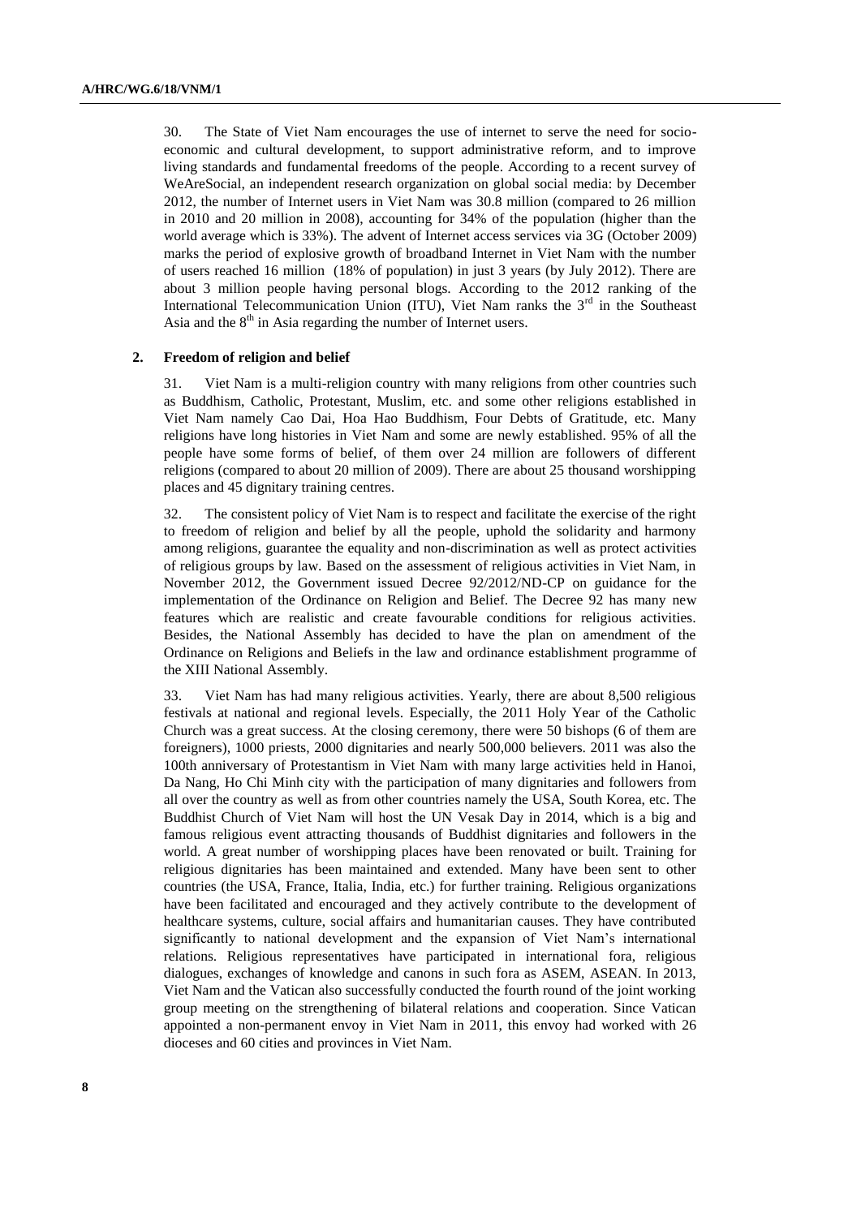30. The State of Viet Nam encourages the use of internet to serve the need for socio-economic and cultural development, to support administrative reform, and to improve living standards and fundamental freedoms of the people. According to a recent survey of WeAreSocial, an independent research organization on global social media: by December 2012, the number of Internet users in Viet Nam was 30.8 million (compared to 26 million in 2010 and 20 million in 2008), accounting for 34% of the population (higher than the world average which is 33%). The advent of Internet access services via 3G (October 2009) marks the period of explosive growth of broadband Internet in Viet Nam with the number of users reached 16 million (18% of population) in just 3 years (by July 2012). There are about 3 million people having personal blogs. According to the 2012 ranking of the International Telecommunication Union (ITU), Viet Nam ranks the 3rd in the Southeast Asia and the 8th in Asia regarding the number of Internet users.

### 2. Freedom of religion and belief

31. Viet Nam is a multi-religion country with many religions from other countries such as Buddhism, Catholic, Protestant, Muslim, etc. and some other religions established in Viet Nam namely Cao Dai, Hoa Hao Buddhism, Four Debts of Gratitude, etc. Many religions have long histories in Viet Nam and some are newly established. 95% of all the people have some forms of belief, of them over 24 million are followers of different religions (compared to about 20 million of 2009). There are about 25 thousand worshipping places and 45 dignitary training centres.

32. The consistent policy of Viet Nam is to respect and facilitate the exercise of the right to freedom of religion and belief by all the people, uphold the solidarity and harmony among religions, guarantee the equality and non-discrimination as well as protect activities of religious groups by law. Based on the assessment of religious activities in Viet Nam, in November 2012, the Government issued Decree 92/2012/ND-CP on guidance for the implementation of the Ordinance on Religion and Belief. The Decree 92 has many new features which are realistic and create favourable conditions for religious activities. Besides, the National Assembly has decided to have the plan on amendment of the Ordinance on Religions and Beliefs in the law and ordinance establishment programme of the XIII National Assembly.

33. Viet Nam has had many religious activities. Yearly, there are about 8,500 religious festivals at national and regional levels. Especially, the 2011 Holy Year of the Catholic Church was a great success. At the closing ceremony, there were 50 bishops (6 of them are foreigners), 1000 priests, 2000 dignitaries and nearly 500,000 believers. 2011 was also the 100th anniversary of Protestantism in Viet Nam with many large activities held in Hanoi, Da Nang, Ho Chi Minh city with the participation of many dignitaries and followers from all over the country as well as from other countries namely the USA, South Korea, etc. The Buddhist Church of Viet Nam will host the UN Vesak Day in 2014, which is a big and famous religious event attracting thousands of Buddhist dignitaries and followers in the world. A great number of worshipping places have been renovated or built. Training for religious dignitaries has been maintained and extended. Many have been sent to other countries (the USA, France, Italia, India, etc.) for further training. Religious organizations have been facilitated and encouraged and they actively contribute to the development of healthcare systems, culture, social affairs and humanitarian causes. They have contributed significantly to national development and the expansion of Viet Nam's international relations. Religious representatives have participated in international fora, religious dialogues, exchanges of knowledge and canons in such fora as ASEM, ASEAN. In 2013, Viet Nam and the Vatican also successfully conducted the fourth round of the joint working group meeting on the strengthening of bilateral relations and cooperation. Since Vatican appointed a non-permanent envoy in Viet Nam in 2011, this envoy had worked with 26 dioceses and 60 cities and provinces in Viet Nam.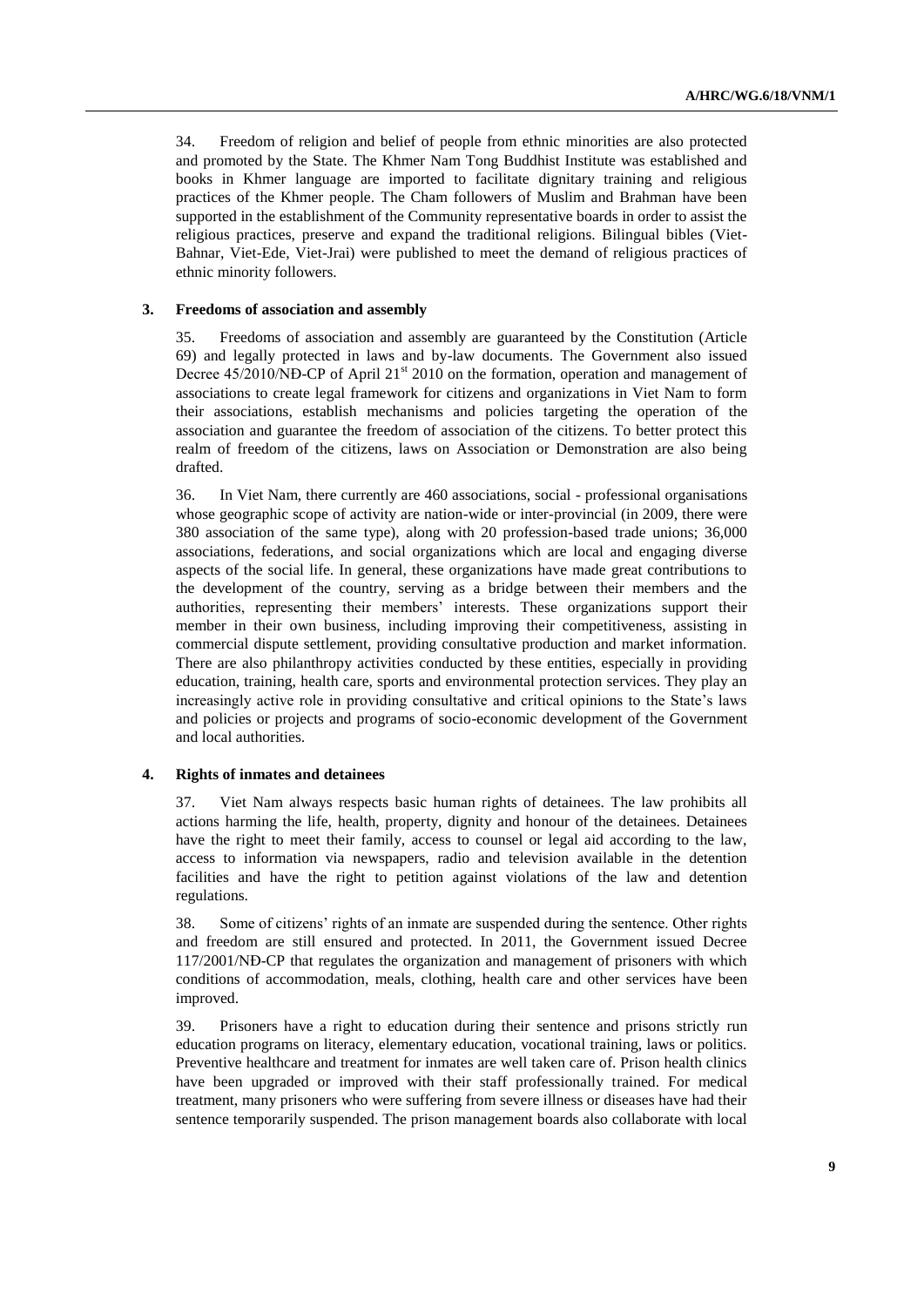34. Freedom of religion and belief of people from ethnic minorities are also protected and promoted by the State. The Khmer Nam Tong Buddhist Institute was established and books in Khmer language are imported to facilitate dignitary training and religious practices of the Khmer people. The Cham followers of Muslim and Brahman have been supported in the establishment of the Community representative boards in order to assist the religious practices, preserve and expand the traditional religions. Bilingual bibles (Viet-Bahnar, Viet-Ede, Viet-Jrai) were published to meet the demand of religious practices of ethnic minority followers.

### 3. Freedoms of association and assembly

35. Freedoms of association and assembly are guaranteed by the Constitution (Article 69) and legally protected in laws and by-law documents. The Government also issued Decree 45/2010/NĐ-CP of April 21st 2010 on the formation, operation and management of associations to create legal framework for citizens and organizations in Viet Nam to form their associations, establish mechanisms and policies targeting the operation of the association and guarantee the freedom of association of the citizens. To better protect this realm of freedom of the citizens, laws on Association or Demonstration are also being drafted.

36. In Viet Nam, there currently are 460 associations, social - professional organisations whose geographic scope of activity are nation-wide or inter-provincial (in 2009, there were 380 association of the same type), along with 20 profession-based trade unions; 36,000 associations, federations, and social organizations which are local and engaging diverse aspects of the social life. In general, these organizations have made great contributions to the development of the country, serving as a bridge between their members and the authorities, representing their members' interests. These organizations support their member in their own business, including improving their competitiveness, assisting in commercial dispute settlement, providing consultative production and market information. There are also philanthropy activities conducted by these entities, especially in providing education, training, health care, sports and environmental protection services. They play an increasingly active role in providing consultative and critical opinions to the State's laws and policies or projects and programs of socio-economic development of the Government and local authorities.

### 4. Rights of inmates and detainees

37. Viet Nam always respects basic human rights of detainees. The law prohibits all actions harming the life, health, property, dignity and honour of the detainees. Detainees have the right to meet their family, access to counsel or legal aid according to the law, access to information via newspapers, radio and television available in the detention facilities and have the right to petition against violations of the law and detention regulations.

38. Some of citizens' rights of an inmate are suspended during the sentence. Other rights and freedom are still ensured and protected. In 2011, the Government issued Decree 117/2001/NĐ-CP that regulates the organization and management of prisoners with which conditions of accommodation, meals, clothing, health care and other services have been improved.

39. Prisoners have a right to education during their sentence and prisons strictly run education programs on literacy, elementary education, vocational training, laws or politics. Preventive healthcare and treatment for inmates are well taken care of. Prison health clinics have been upgraded or improved with their staff professionally trained. For medical treatment, many prisoners who were suffering from severe illness or diseases have had their sentence temporarily suspended. The prison management boards also collaborate with local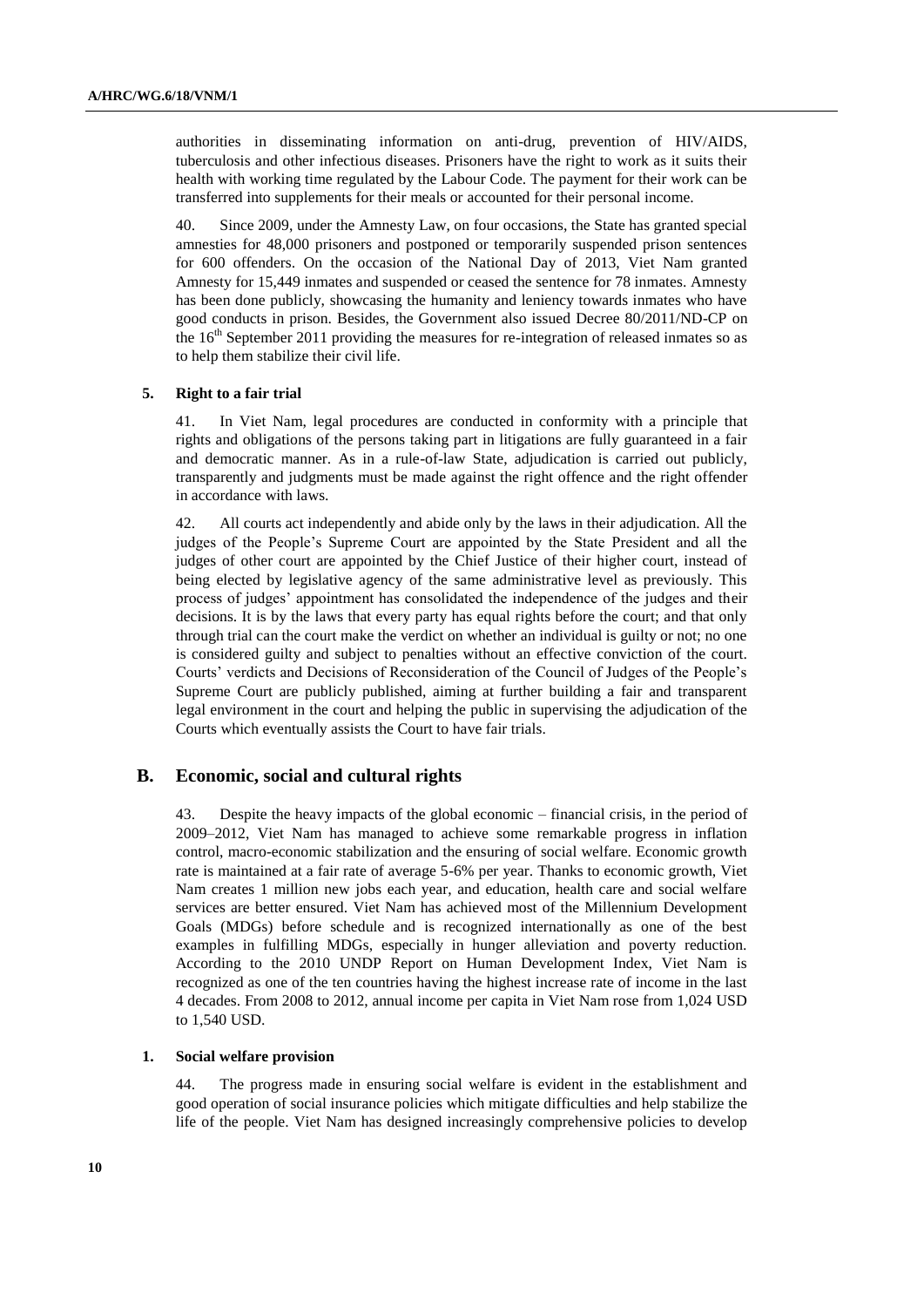authorities in disseminating information on anti-drug, prevention of HIV/AIDS, tuberculosis and other infectious diseases. Prisoners have the right to work as it suits their health with working time regulated by the Labour Code. The payment for their work can be transferred into supplements for their meals or accounted for their personal income.

40. Since 2009, under the Amnesty Law, on four occasions, the State has granted special amnesties for 48,000 prisoners and postponed or temporarily suspended prison sentences for 600 offenders. On the occasion of the National Day of 2013, Viet Nam granted Amnesty for 15,449 inmates and suspended or ceased the sentence for 78 inmates. Amnesty has been done publicly, showcasing the humanity and leniency towards inmates who have good conducts in prison. Besides, the Government also issued Decree 80/2011/ND-CP on the 16th September 2011 providing the measures for re-integration of released inmates so as to help them stabilize their civil life.

### 5. Right to a fair trial

41. In Viet Nam, legal procedures are conducted in conformity with a principle that rights and obligations of the persons taking part in litigations are fully guaranteed in a fair and democratic manner. As in a rule-of-law State, adjudication is carried out publicly, transparently and judgments must be made against the right offence and the right offender in accordance with laws.

42. All courts act independently and abide only by the laws in their adjudication. All the judges of the People's Supreme Court are appointed by the State President and all the judges of other court are appointed by the Chief Justice of their higher court, instead of being elected by legislative agency of the same administrative level as previously. This process of judges' appointment has consolidated the independence of the judges and their decisions. It is by the laws that every party has equal rights before the court; and that only through trial can the court make the verdict on whether an individual is guilty or not; no one is considered guilty and subject to penalties without an effective conviction of the court. Courts' verdicts and Decisions of Reconsideration of the Council of Judges of the People's Supreme Court are publicly published, aiming at further building a fair and transparent legal environment in the court and helping the public in supervising the adjudication of the Courts which eventually assists the Court to have fair trials.

## B. Economic, social and cultural rights

43. Despite the heavy impacts of the global economic – financial crisis, in the period of 2009–2012, Viet Nam has managed to achieve some remarkable progress in inflation control, macro-economic stabilization and the ensuring of social welfare. Economic growth rate is maintained at a fair rate of average 5-6% per year. Thanks to economic growth, Viet Nam creates 1 million new jobs each year, and education, health care and social welfare services are better ensured. Viet Nam has achieved most of the Millennium Development Goals (MDGs) before schedule and is recognized internationally as one of the best examples in fulfilling MDGs, especially in hunger alleviation and poverty reduction. According to the 2010 UNDP Report on Human Development Index, Viet Nam is recognized as one of the ten countries having the highest increase rate of income in the last 4 decades. From 2008 to 2012, annual income per capita in Viet Nam rose from 1,024 USD to 1,540 USD.

### 1. Social welfare provision

44. The progress made in ensuring social welfare is evident in the establishment and good operation of social insurance policies which mitigate difficulties and help stabilize the life of the people. Viet Nam has designed increasingly comprehensive policies to develop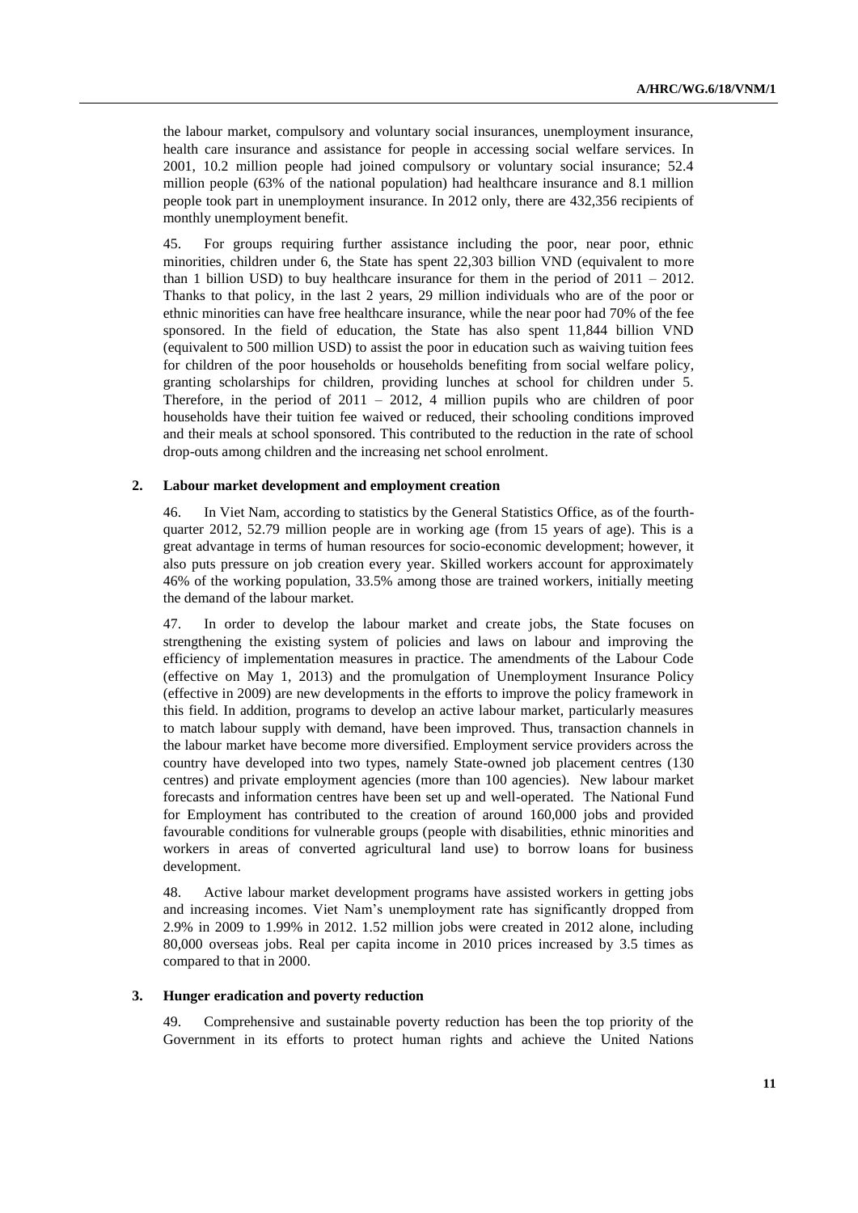the labour market, compulsory and voluntary social insurances, unemployment insurance, health care insurance and assistance for people in accessing social welfare services. In 2001, 10.2 million people had joined compulsory or voluntary social insurance; 52.4 million people (63% of the national population) had healthcare insurance and 8.1 million people took part in unemployment insurance. In 2012 only, there are 432,356 recipients of monthly unemployment benefit.

45. For groups requiring further assistance including the poor, near poor, ethnic minorities, children under 6, the State has spent 22,303 billion VND (equivalent to more than 1 billion USD) to buy healthcare insurance for them in the period of 2011 – 2012. Thanks to that policy, in the last 2 years, 29 million individuals who are of the poor or ethnic minorities can have free healthcare insurance, while the near poor had 70% of the fee sponsored. In the field of education, the State has also spent 11,844 billion VND (equivalent to 500 million USD) to assist the poor in education such as waiving tuition fees for children of the poor households or households benefiting from social welfare policy, granting scholarships for children, providing lunches at school for children under 5. Therefore, in the period of 2011 – 2012, 4 million pupils who are children of poor households have their tuition fee waived or reduced, their schooling conditions improved and their meals at school sponsored. This contributed to the reduction in the rate of school drop-outs among children and the increasing net school enrolment.

### 2. Labour market development and employment creation

46. In Viet Nam, according to statistics by the General Statistics Office, as of the fourth-quarter 2012, 52.79 million people are in working age (from 15 years of age). This is a great advantage in terms of human resources for socio-economic development; however, it also puts pressure on job creation every year. Skilled workers account for approximately 46% of the working population, 33.5% among those are trained workers, initially meeting the demand of the labour market.

47. In order to develop the labour market and create jobs, the State focuses on strengthening the existing system of policies and laws on labour and improving the efficiency of implementation measures in practice. The amendments of the Labour Code (effective on May 1, 2013) and the promulgation of Unemployment Insurance Policy (effective in 2009) are new developments in the efforts to improve the policy framework in this field. In addition, programs to develop an active labour market, particularly measures to match labour supply with demand, have been improved. Thus, transaction channels in the labour market have become more diversified. Employment service providers across the country have developed into two types, namely State-owned job placement centres (130 centres) and private employment agencies (more than 100 agencies). New labour market forecasts and information centres have been set up and well-operated. The National Fund for Employment has contributed to the creation of around 160,000 jobs and provided favourable conditions for vulnerable groups (people with disabilities, ethnic minorities and workers in areas of converted agricultural land use) to borrow loans for business development.

48. Active labour market development programs have assisted workers in getting jobs and increasing incomes. Viet Nam's unemployment rate has significantly dropped from 2.9% in 2009 to 1.99% in 2012. 1.52 million jobs were created in 2012 alone, including 80,000 overseas jobs. Real per capita income in 2010 prices increased by 3.5 times as compared to that in 2000.

### 3. Hunger eradication and poverty reduction

49. Comprehensive and sustainable poverty reduction has been the top priority of the Government in its efforts to protect human rights and achieve the United Nations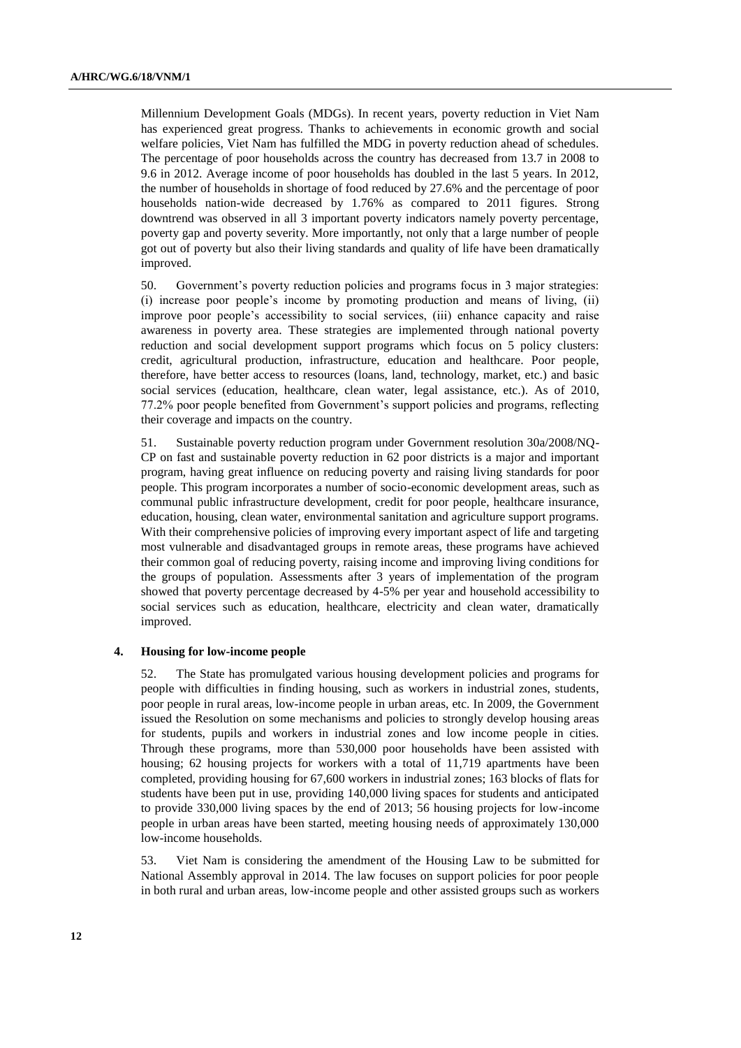Millennium Development Goals (MDGs). In recent years, poverty reduction in Viet Nam has experienced great progress. Thanks to achievements in economic growth and social welfare policies, Viet Nam has fulfilled the MDG in poverty reduction ahead of schedules. The percentage of poor households across the country has decreased from 13.7 in 2008 to 9.6 in 2012. Average income of poor households has doubled in the last 5 years. In 2012, the number of households in shortage of food reduced by 27.6% and the percentage of poor households nation-wide decreased by 1.76% as compared to 2011 figures. Strong downtrend was observed in all 3 important poverty indicators namely poverty percentage, poverty gap and poverty severity. More importantly, not only that a large number of people got out of poverty but also their living standards and quality of life have been dramatically improved.

50. Government's poverty reduction policies and programs focus in 3 major strategies: (i) increase poor people's income by promoting production and means of living, (ii) improve poor people's accessibility to social services, (iii) enhance capacity and raise awareness in poverty area. These strategies are implemented through national poverty reduction and social development support programs which focus on 5 policy clusters: credit, agricultural production, infrastructure, education and healthcare. Poor people, therefore, have better access to resources (loans, land, technology, market, etc.) and basic social services (education, healthcare, clean water, legal assistance, etc.). As of 2010, 77.2% poor people benefited from Government's support policies and programs, reflecting their coverage and impacts on the country.

51. Sustainable poverty reduction program under Government resolution 30a/2008/NQ-CP on fast and sustainable poverty reduction in 62 poor districts is a major and important program, having great influence on reducing poverty and raising living standards for poor people. This program incorporates a number of socio-economic development areas, such as communal public infrastructure development, credit for poor people, healthcare insurance, education, housing, clean water, environmental sanitation and agriculture support programs. With their comprehensive policies of improving every important aspect of life and targeting most vulnerable and disadvantaged groups in remote areas, these programs have achieved their common goal of reducing poverty, raising income and improving living conditions for the groups of population. Assessments after 3 years of implementation of the program showed that poverty percentage decreased by 4-5% per year and household accessibility to social services such as education, healthcare, electricity and clean water, dramatically improved.

#### 4. Housing for low-income people

52. The State has promulgated various housing development policies and programs for people with difficulties in finding housing, such as workers in industrial zones, students, poor people in rural areas, low-income people in urban areas, etc. In 2009, the Government issued the Resolution on some mechanisms and policies to strongly develop housing areas for students, pupils and workers in industrial zones and low income people in cities. Through these programs, more than 530,000 poor households have been assisted with housing; 62 housing projects for workers with a total of 11,719 apartments have been completed, providing housing for 67,600 workers in industrial zones; 163 blocks of flats for students have been put in use, providing 140,000 living spaces for students and anticipated to provide 330,000 living spaces by the end of 2013; 56 housing projects for low-income people in urban areas have been started, meeting housing needs of approximately 130,000 low-income households.

53. Viet Nam is considering the amendment of the Housing Law to be submitted for National Assembly approval in 2014. The law focuses on support policies for poor people in both rural and urban areas, low-income people and other assisted groups such as workers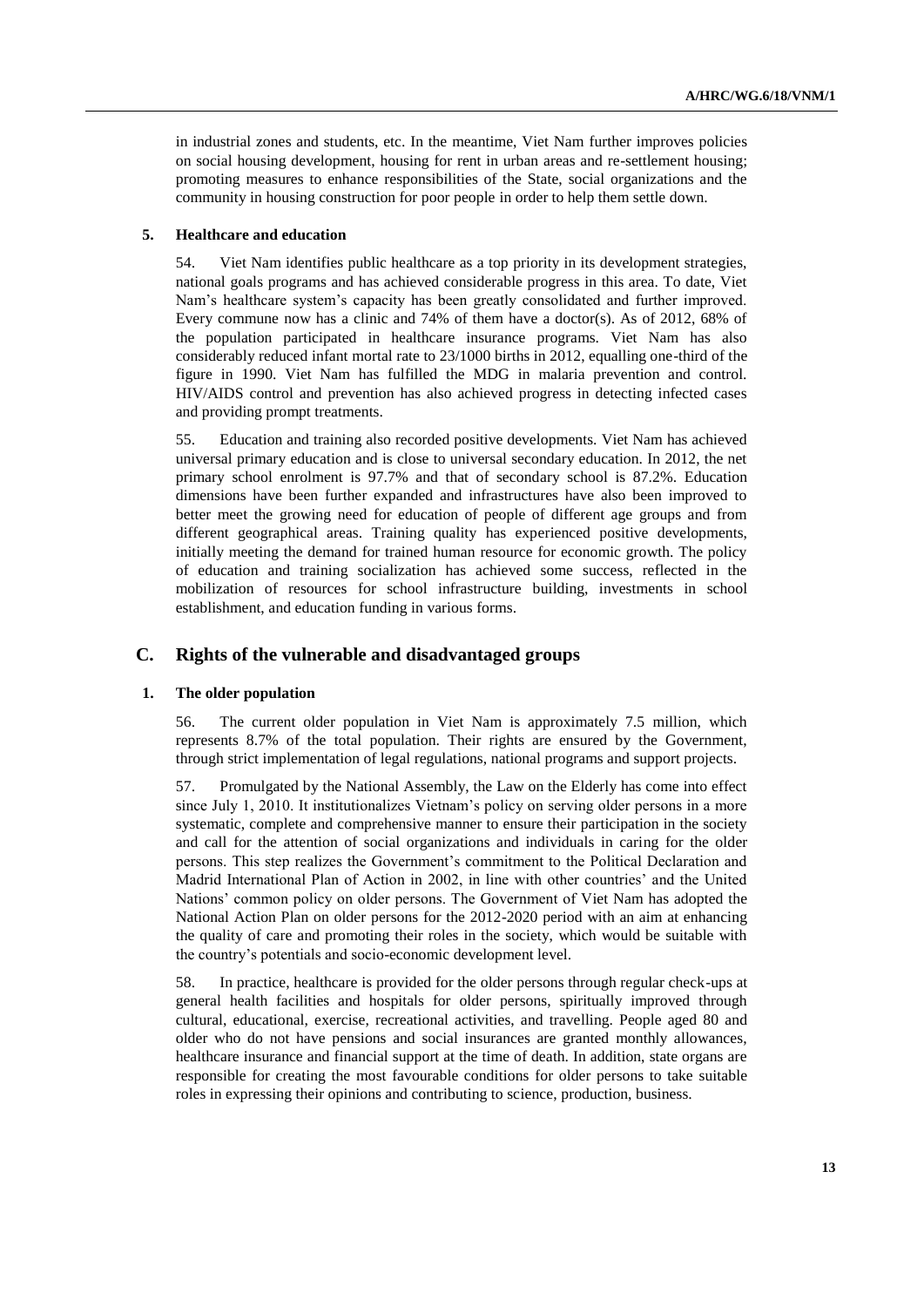in industrial zones and students, etc. In the meantime, Viet Nam further improves policies on social housing development, housing for rent in urban areas and re-settlement housing; promoting measures to enhance responsibilities of the State, social organizations and the community in housing construction for poor people in order to help them settle down.

#### 5. Healthcare and education

54. Viet Nam identifies public healthcare as a top priority in its development strategies, national goals programs and has achieved considerable progress in this area. To date, Viet Nam's healthcare system's capacity has been greatly consolidated and further improved. Every commune now has a clinic and 74% of them have a doctor(s). As of 2012, 68% of the population participated in healthcare insurance programs. Viet Nam has also considerably reduced infant mortal rate to 23/1000 births in 2012, equalling one-third of the figure in 1990. Viet Nam has fulfilled the MDG in malaria prevention and control. HIV/AIDS control and prevention has also achieved progress in detecting infected cases and providing prompt treatments.

55. Education and training also recorded positive developments. Viet Nam has achieved universal primary education and is close to universal secondary education. In 2012, the net primary school enrolment is 97.7% and that of secondary school is 87.2%. Education dimensions have been further expanded and infrastructures have also been improved to better meet the growing need for education of people of different age groups and from different geographical areas. Training quality has experienced positive developments, initially meeting the demand for trained human resource for economic growth. The policy of education and training socialization has achieved some success, reflected in the mobilization of resources for school infrastructure building, investments in school establishment, and education funding in various forms.

### C. Rights of the vulnerable and disadvantaged groups

#### 1. The older population

56. The current older population in Viet Nam is approximately 7.5 million, which represents 8.7% of the total population. Their rights are ensured by the Government, through strict implementation of legal regulations, national programs and support projects.

57. Promulgated by the National Assembly, the Law on the Elderly has come into effect since July 1, 2010. It institutionalizes Vietnam's policy on serving older persons in a more systematic, complete and comprehensive manner to ensure their participation in the society and call for the attention of social organizations and individuals in caring for the older persons. This step realizes the Government's commitment to the Political Declaration and Madrid International Plan of Action in 2002, in line with other countries' and the United Nations' common policy on older persons. The Government of Viet Nam has adopted the National Action Plan on older persons for the 2012-2020 period with an aim at enhancing the quality of care and promoting their roles in the society, which would be suitable with the country's potentials and socio-economic development level.

58. In practice, healthcare is provided for the older persons through regular check-ups at general health facilities and hospitals for older persons, spiritually improved through cultural, educational, exercise, recreational activities, and travelling. People aged 80 and older who do not have pensions and social insurances are granted monthly allowances, healthcare insurance and financial support at the time of death. In addition, state organs are responsible for creating the most favourable conditions for older persons to take suitable roles in expressing their opinions and contributing to science, production, business.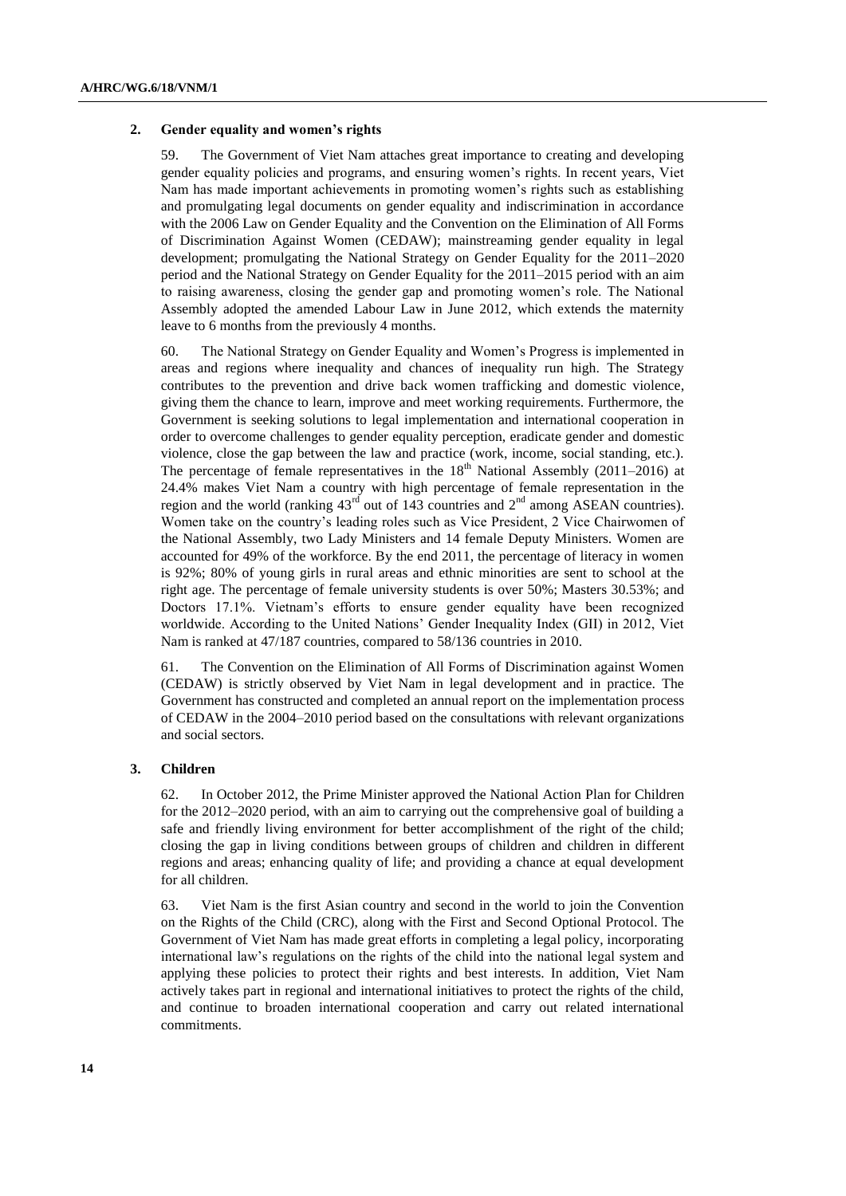### 2. Gender equality and women's rights

59. The Government of Viet Nam attaches great importance to creating and developing gender equality policies and programs, and ensuring women's rights. In recent years, Viet Nam has made important achievements in promoting women's rights such as establishing and promulgating legal documents on gender equality and indiscrimination in accordance with the 2006 Law on Gender Equality and the Convention on the Elimination of All Forms of Discrimination Against Women (CEDAW); mainstreaming gender equality in legal development; promulgating the National Strategy on Gender Equality for the 2011–2020 period and the National Strategy on Gender Equality for the 2011–2015 period with an aim to raising awareness, closing the gender gap and promoting women's role. The National Assembly adopted the amended Labour Law in June 2012, which extends the maternity leave to 6 months from the previously 4 months.

60. The National Strategy on Gender Equality and Women's Progress is implemented in areas and regions where inequality and chances of inequality run high. The Strategy contributes to the prevention and drive back women trafficking and domestic violence, giving them the chance to learn, improve and meet working requirements. Furthermore, the Government is seeking solutions to legal implementation and international cooperation in order to overcome challenges to gender equality perception, eradicate gender and domestic violence, close the gap between the law and practice (work, income, social standing, etc.). The percentage of female representatives in the 18th National Assembly (2011–2016) at 24.4% makes Viet Nam a country with high percentage of female representation in the region and the world (ranking 43rd out of 143 countries and 2nd among ASEAN countries). Women take on the country's leading roles such as Vice President, 2 Vice Chairwomen of the National Assembly, two Lady Ministers and 14 female Deputy Ministers. Women are accounted for 49% of the workforce. By the end 2011, the percentage of literacy in women is 92%; 80% of young girls in rural areas and ethnic minorities are sent to school at the right age. The percentage of female university students is over 50%; Masters 30.53%; and Doctors 17.1%. Vietnam's efforts to ensure gender equality have been recognized worldwide. According to the United Nations' Gender Inequality Index (GII) in 2012, Viet Nam is ranked at 47/187 countries, compared to 58/136 countries in 2010.

61. The Convention on the Elimination of All Forms of Discrimination against Women (CEDAW) is strictly observed by Viet Nam in legal development and in practice. The Government has constructed and completed an annual report on the implementation process of CEDAW in the 2004–2010 period based on the consultations with relevant organizations and social sectors.

### 3. Children

62. In October 2012, the Prime Minister approved the National Action Plan for Children for the 2012–2020 period, with an aim to carrying out the comprehensive goal of building a safe and friendly living environment for better accomplishment of the right of the child; closing the gap in living conditions between groups of children and children in different regions and areas; enhancing quality of life; and providing a chance at equal development for all children.

63. Viet Nam is the first Asian country and second in the world to join the Convention on the Rights of the Child (CRC), along with the First and Second Optional Protocol. The Government of Viet Nam has made great efforts in completing a legal policy, incorporating international law's regulations on the rights of the child into the national legal system and applying these policies to protect their rights and best interests. In addition, Viet Nam actively takes part in regional and international initiatives to protect the rights of the child, and continue to broaden international cooperation and carry out related international commitments.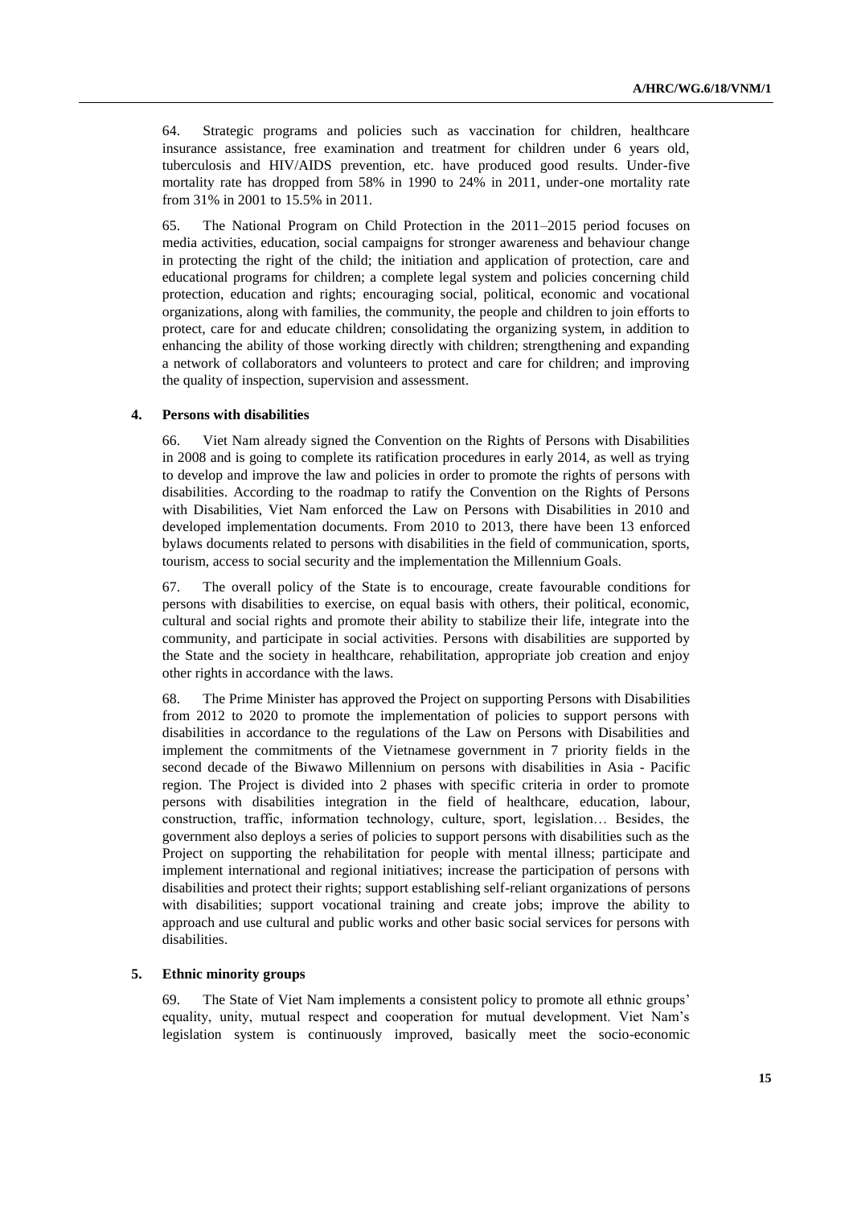64. Strategic programs and policies such as vaccination for children, healthcare insurance assistance, free examination and treatment for children under 6 years old, tuberculosis and HIV/AIDS prevention, etc. have produced good results. Under-five mortality rate has dropped from 58% in 1990 to 24% in 2011, under-one mortality rate from 31% in 2001 to 15.5% in 2011.

65. The National Program on Child Protection in the 2011–2015 period focuses on media activities, education, social campaigns for stronger awareness and behaviour change in protecting the right of the child; the initiation and application of protection, care and educational programs for children; a complete legal system and policies concerning child protection, education and rights; encouraging social, political, economic and vocational organizations, along with families, the community, the people and children to join efforts to protect, care for and educate children; consolidating the organizing system, in addition to enhancing the ability of those working directly with children; strengthening and expanding a network of collaborators and volunteers to protect and care for children; and improving the quality of inspection, supervision and assessment.

### 4. Persons with disabilities

66. Viet Nam already signed the Convention on the Rights of Persons with Disabilities in 2008 and is going to complete its ratification procedures in early 2014, as well as trying to develop and improve the law and policies in order to promote the rights of persons with disabilities. According to the roadmap to ratify the Convention on the Rights of Persons with Disabilities, Viet Nam enforced the Law on Persons with Disabilities in 2010 and developed implementation documents. From 2010 to 2013, there have been 13 enforced bylaws documents related to persons with disabilities in the field of communication, sports, tourism, access to social security and the implementation the Millennium Goals.

67. The overall policy of the State is to encourage, create favourable conditions for persons with disabilities to exercise, on equal basis with others, their political, economic, cultural and social rights and promote their ability to stabilize their life, integrate into the community, and participate in social activities. Persons with disabilities are supported by the State and the society in healthcare, rehabilitation, appropriate job creation and enjoy other rights in accordance with the laws.

68. The Prime Minister has approved the Project on supporting Persons with Disabilities from 2012 to 2020 to promote the implementation of policies to support persons with disabilities in accordance to the regulations of the Law on Persons with Disabilities and implement the commitments of the Vietnamese government in 7 priority fields in the second decade of the Biwawo Millennium on persons with disabilities in Asia - Pacific region. The Project is divided into 2 phases with specific criteria in order to promote persons with disabilities integration in the field of healthcare, education, labour, construction, traffic, information technology, culture, sport, legislation… Besides, the government also deploys a series of policies to support persons with disabilities such as the Project on supporting the rehabilitation for people with mental illness; participate and implement international and regional initiatives; increase the participation of persons with disabilities and protect their rights; support establishing self-reliant organizations of persons with disabilities; support vocational training and create jobs; improve the ability to approach and use cultural and public works and other basic social services for persons with disabilities.

### 5. Ethnic minority groups

69. The State of Viet Nam implements a consistent policy to promote all ethnic groups' equality, unity, mutual respect and cooperation for mutual development. Viet Nam's legislation system is continuously improved, basically meet the socio-economic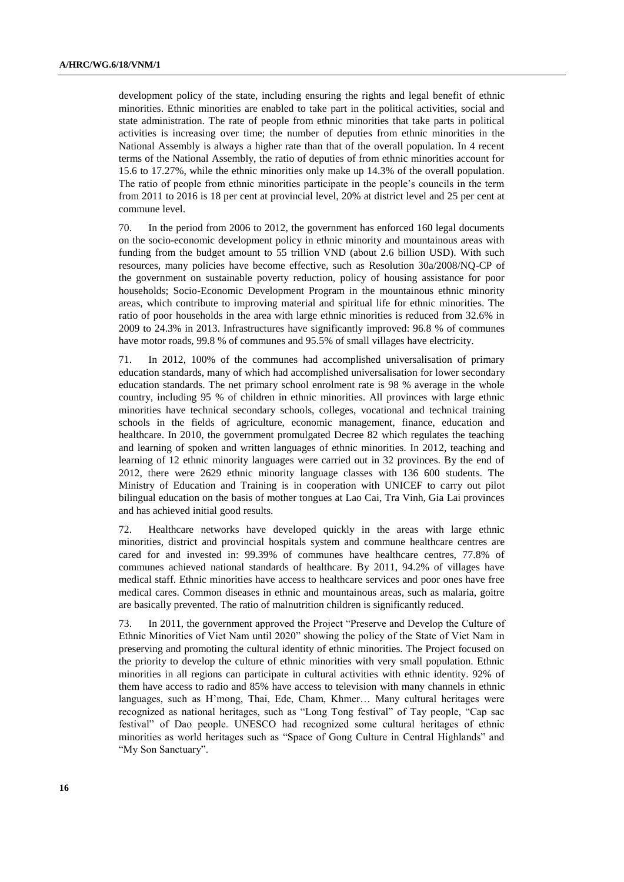development policy of the state, including ensuring the rights and legal benefit of ethnic minorities. Ethnic minorities are enabled to take part in the political activities, social and state administration. The rate of people from ethnic minorities that take parts in political activities is increasing over time; the number of deputies from ethnic minorities in the National Assembly is always a higher rate than that of the overall population. In 4 recent terms of the National Assembly, the ratio of deputies of from ethnic minorities account for 15.6 to 17.27%, while the ethnic minorities only make up 14.3% of the overall population. The ratio of people from ethnic minorities participate in the people's councils in the term from 2011 to 2016 is 18 per cent at provincial level, 20% at district level and 25 per cent at commune level.

70. In the period from 2006 to 2012, the government has enforced 160 legal documents on the socio-economic development policy in ethnic minority and mountainous areas with funding from the budget amount to 55 trillion VND (about 2.6 billion USD). With such resources, many policies have become effective, such as Resolution 30a/2008/NQ-CP of the government on sustainable poverty reduction, policy of housing assistance for poor households; Socio-Economic Development Program in the mountainous ethnic minority areas, which contribute to improving material and spiritual life for ethnic minorities. The ratio of poor households in the area with large ethnic minorities is reduced from 32.6% in 2009 to 24.3% in 2013. Infrastructures have significantly improved: 96.8 % of communes have motor roads, 99.8 % of communes and 95.5% of small villages have electricity.

71. In 2012, 100% of the communes had accomplished universalisation of primary education standards, many of which had accomplished universalisation for lower secondary education standards. The net primary school enrolment rate is 98 % average in the whole country, including 95 % of children in ethnic minorities. All provinces with large ethnic minorities have technical secondary schools, colleges, vocational and technical training schools in the fields of agriculture, economic management, finance, education and healthcare. In 2010, the government promulgated Decree 82 which regulates the teaching and learning of spoken and written languages of ethnic minorities. In 2012, teaching and learning of 12 ethnic minority languages were carried out in 32 provinces. By the end of 2012, there were 2629 ethnic minority language classes with 136 600 students. The Ministry of Education and Training is in cooperation with UNICEF to carry out pilot bilingual education on the basis of mother tongues at Lao Cai, Tra Vinh, Gia Lai provinces and has achieved initial good results.

72. Healthcare networks have developed quickly in the areas with large ethnic minorities, district and provincial hospitals system and commune healthcare centres are cared for and invested in: 99.39% of communes have healthcare centres, 77.8% of communes achieved national standards of healthcare. By 2011, 94.2% of villages have medical staff. Ethnic minorities have access to healthcare services and poor ones have free medical cares. Common diseases in ethnic and mountainous areas, such as malaria, goitre are basically prevented. The ratio of malnutrition children is significantly reduced.

73. In 2011, the government approved the Project "Preserve and Develop the Culture of Ethnic Minorities of Viet Nam until 2020" showing the policy of the State of Viet Nam in preserving and promoting the cultural identity of ethnic minorities. The Project focused on the priority to develop the culture of ethnic minorities with very small population. Ethnic minorities in all regions can participate in cultural activities with ethnic identity. 92% of them have access to radio and 85% have access to television with many channels in ethnic languages, such as H'mong, Thai, Ede, Cham, Khmer… Many cultural heritages were recognized as national heritages, such as "Long Tong festival" of Tay people, "Cap sac festival" of Dao people. UNESCO had recognized some cultural heritages of ethnic minorities as world heritages such as "Space of Gong Culture in Central Highlands" and "My Son Sanctuary".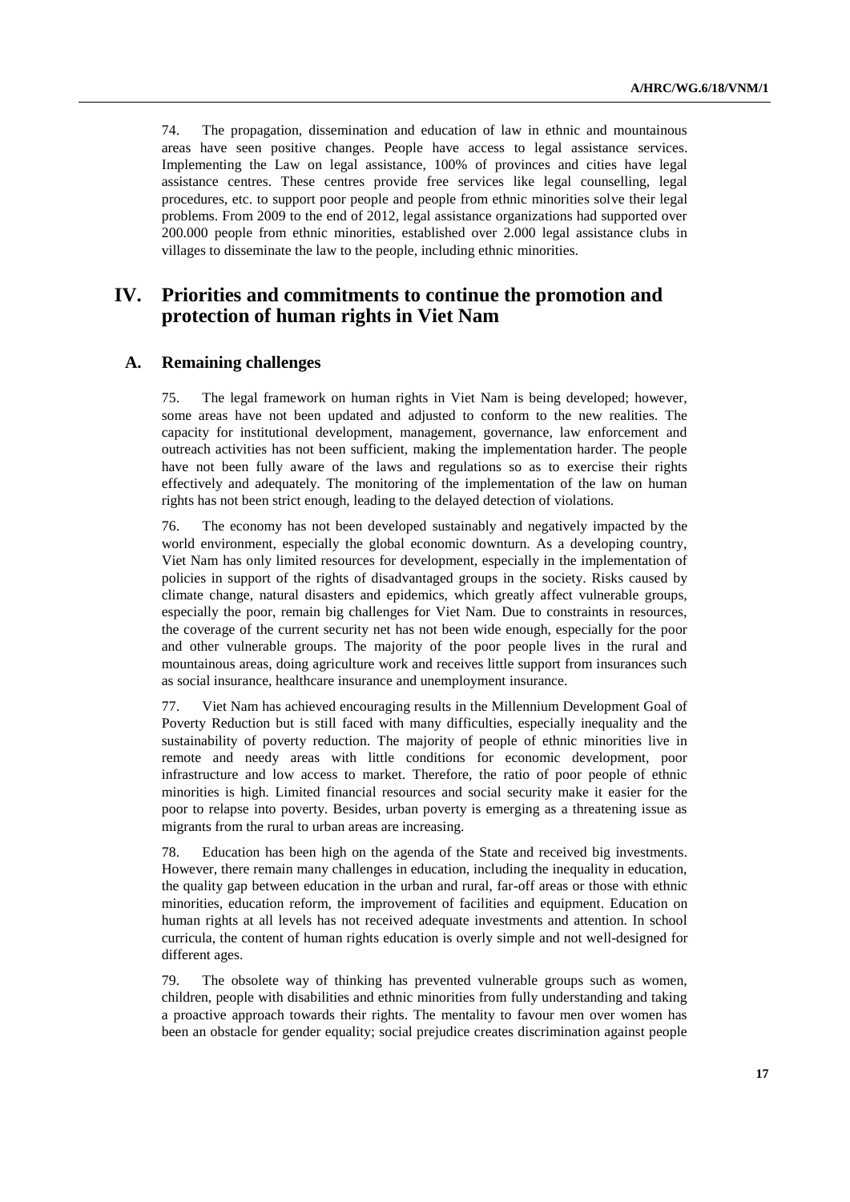74. The propagation, dissemination and education of law in ethnic and mountainous areas have seen positive changes. People have access to legal assistance services. Implementing the Law on legal assistance, 100% of provinces and cities have legal assistance centres. These centres provide free services like legal counselling, legal procedures, etc. to support poor people and people from ethnic minorities solve their legal problems. From 2009 to the end of 2012, legal assistance organizations had supported over 200.000 people from ethnic minorities, established over 2.000 legal assistance clubs in villages to disseminate the law to the people, including ethnic minorities.

# IV. Priorities and commitments to continue the promotion and protection of human rights in Viet Nam

## A. Remaining challenges

75. The legal framework on human rights in Viet Nam is being developed; however, some areas have not been updated and adjusted to conform to the new realities. The capacity for institutional development, management, governance, law enforcement and outreach activities has not been sufficient, making the implementation harder. The people have not been fully aware of the laws and regulations so as to exercise their rights effectively and adequately. The monitoring of the implementation of the law on human rights has not been strict enough, leading to the delayed detection of violations.

76. The economy has not been developed sustainably and negatively impacted by the world environment, especially the global economic downturn. As a developing country, Viet Nam has only limited resources for development, especially in the implementation of policies in support of the rights of disadvantaged groups in the society. Risks caused by climate change, natural disasters and epidemics, which greatly affect vulnerable groups, especially the poor, remain big challenges for Viet Nam. Due to constraints in resources, the coverage of the current security net has not been wide enough, especially for the poor and other vulnerable groups. The majority of the poor people lives in the rural and mountainous areas, doing agriculture work and receives little support from insurances such as social insurance, healthcare insurance and unemployment insurance.

77. Viet Nam has achieved encouraging results in the Millennium Development Goal of Poverty Reduction but is still faced with many difficulties, especially inequality and the sustainability of poverty reduction. The majority of people of ethnic minorities live in remote and needy areas with little conditions for economic development, poor infrastructure and low access to market. Therefore, the ratio of poor people of ethnic minorities is high. Limited financial resources and social security make it easier for the poor to relapse into poverty. Besides, urban poverty is emerging as a threatening issue as migrants from the rural to urban areas are increasing.

78. Education has been high on the agenda of the State and received big investments. However, there remain many challenges in education, including the inequality in education, the quality gap between education in the urban and rural, far-off areas or those with ethnic minorities, education reform, the improvement of facilities and equipment. Education on human rights at all levels has not received adequate investments and attention. In school curricula, the content of human rights education is overly simple and not well-designed for different ages.

79. The obsolete way of thinking has prevented vulnerable groups such as women, children, people with disabilities and ethnic minorities from fully understanding and taking a proactive approach towards their rights. The mentality to favour men over women has been an obstacle for gender equality; social prejudice creates discrimination against people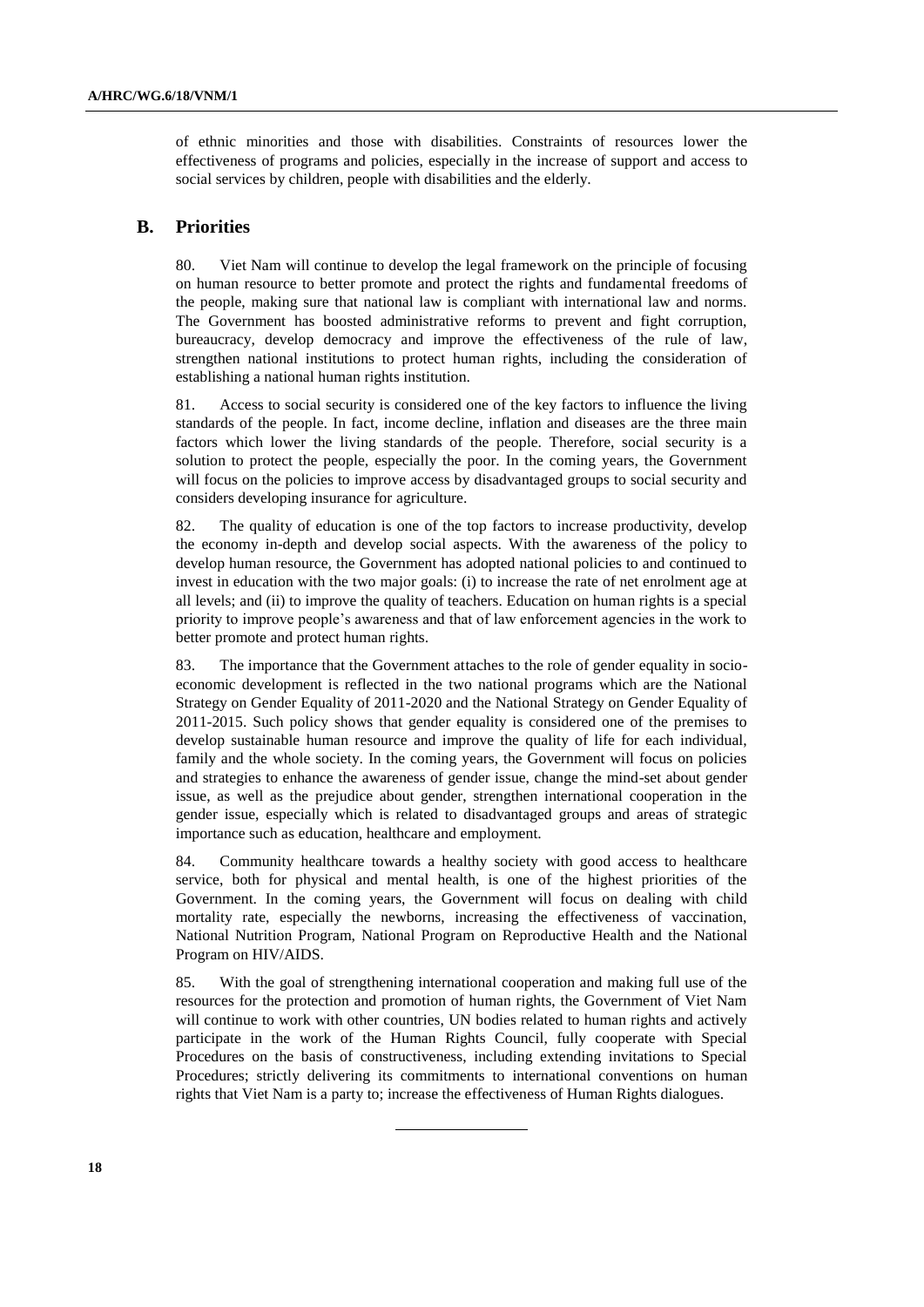of ethnic minorities and those with disabilities. Constraints of resources lower the effectiveness of programs and policies, especially in the increase of support and access to social services by children, people with disabilities and the elderly.

## B. Priorities

80. Viet Nam will continue to develop the legal framework on the principle of focusing on human resource to better promote and protect the rights and fundamental freedoms of the people, making sure that national law is compliant with international law and norms. The Government has boosted administrative reforms to prevent and fight corruption, bureaucracy, develop democracy and improve the effectiveness of the rule of law, strengthen national institutions to protect human rights, including the consideration of establishing a national human rights institution.

81. Access to social security is considered one of the key factors to influence the living standards of the people. In fact, income decline, inflation and diseases are the three main factors which lower the living standards of the people. Therefore, social security is a solution to protect the people, especially the poor. In the coming years, the Government will focus on the policies to improve access by disadvantaged groups to social security and considers developing insurance for agriculture.

82. The quality of education is one of the top factors to increase productivity, develop the economy in-depth and develop social aspects. With the awareness of the policy to develop human resource, the Government has adopted national policies to and continued to invest in education with the two major goals: (i) to increase the rate of net enrolment age at all levels; and (ii) to improve the quality of teachers. Education on human rights is a special priority to improve people's awareness and that of law enforcement agencies in the work to better promote and protect human rights.

83. The importance that the Government attaches to the role of gender equality in socio-economic development is reflected in the two national programs which are the National Strategy on Gender Equality of 2011-2020 and the National Strategy on Gender Equality of 2011-2015. Such policy shows that gender equality is considered one of the premises to develop sustainable human resource and improve the quality of life for each individual, family and the whole society. In the coming years, the Government will focus on policies and strategies to enhance the awareness of gender issue, change the mind-set about gender issue, as well as the prejudice about gender, strengthen international cooperation in the gender issue, especially which is related to disadvantaged groups and areas of strategic importance such as education, healthcare and employment.

84. Community healthcare towards a healthy society with good access to healthcare service, both for physical and mental health, is one of the highest priorities of the Government. In the coming years, the Government will focus on dealing with child mortality rate, especially the newborns, increasing the effectiveness of vaccination, National Nutrition Program, National Program on Reproductive Health and the National Program on HIV/AIDS.

85. With the goal of strengthening international cooperation and making full use of the resources for the protection and promotion of human rights, the Government of Viet Nam will continue to work with other countries, UN bodies related to human rights and actively participate in the work of the Human Rights Council, fully cooperate with Special Procedures on the basis of constructiveness, including extending invitations to Special Procedures; strictly delivering its commitments to international conventions on human rights that Viet Nam is a party to; increase the effectiveness of Human Rights dialogues.